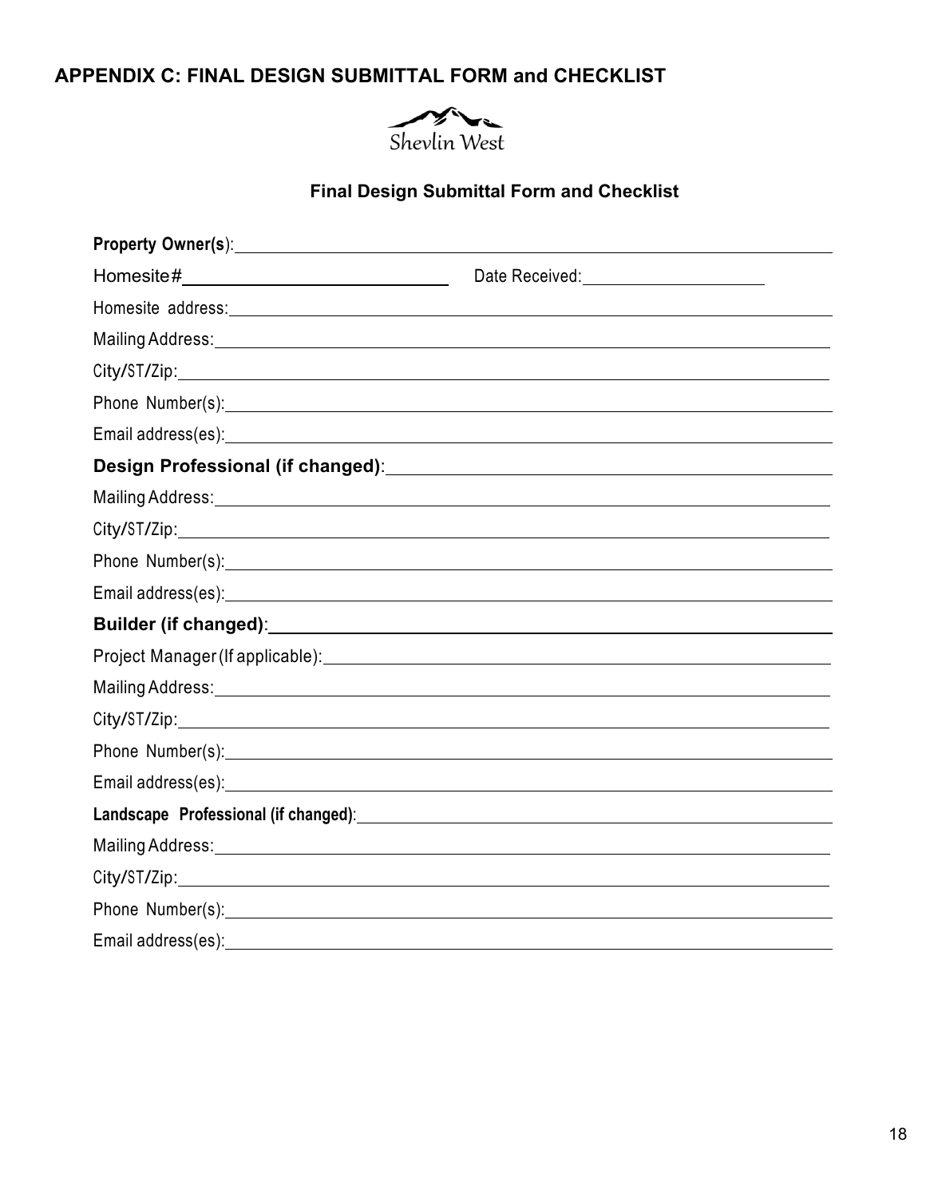## APPENDIX C: FINAL DESIGN SUBMITTAL FORM and CHECKLIST

Shevlin West

### Final Design Submittal Form and Checklist

**Property Owner(s)**: ____________________________________________

Homesite# ______________________ Date Received: ________________

Homesite address: ____________________________________________

Mailing Address: ____________________________________________

City/ST/Zip: ____________________________________________

Phone Number(s): ____________________________________________

Email address(es): ____________________________________________

**Design Professional (if changed)**: ____________________________________________

Mailing Address: ____________________________________________

City/ST/Zip: ____________________________________________

Phone Number(s): ____________________________________________

Email address(es): ____________________________________________

**Builder (if changed)**: ____________________________________________

Project Manager (If applicable): ____________________________________________

Mailing Address: ____________________________________________

City/ST/Zip: ____________________________________________

Phone Number(s): ____________________________________________

Email address(es): ____________________________________________

**Landscape Professional (if changed)**: ____________________________________________

Mailing Address: ____________________________________________

City/ST/Zip: ____________________________________________

Phone Number(s): ____________________________________________

Email address(es): ____________________________________________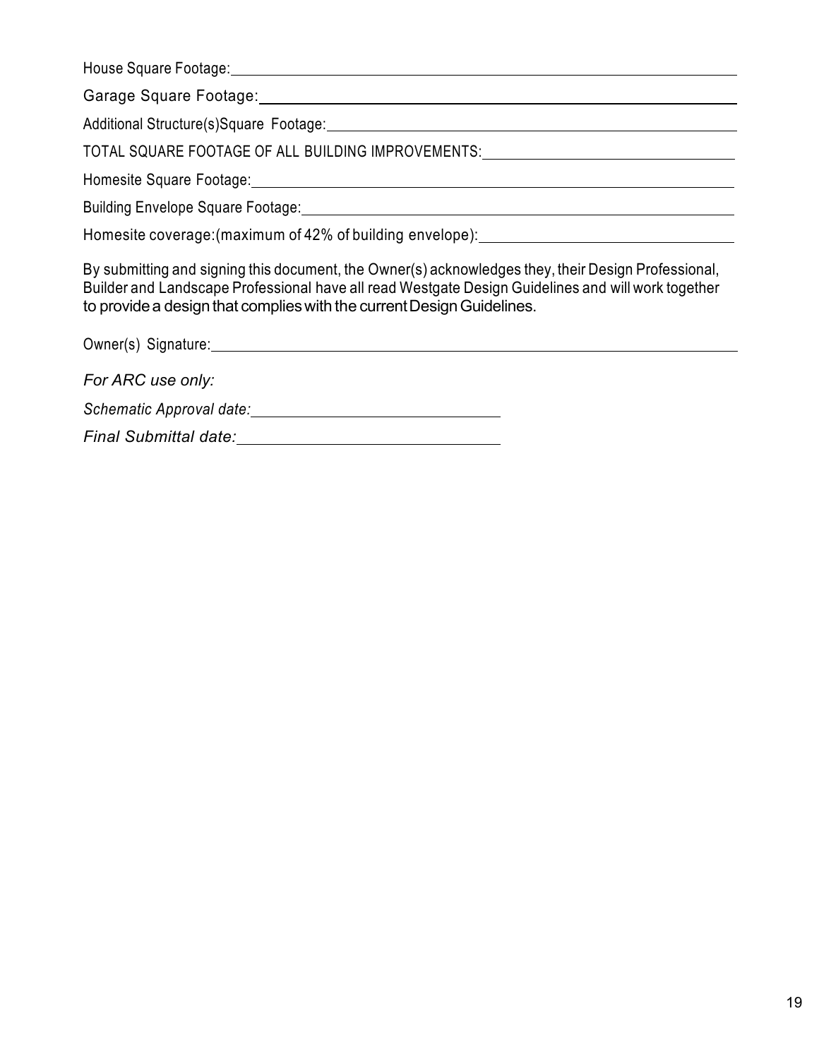House Square Footage: \_\_\_\_\_\_\_\_\_\_\_\_\_\_\_\_\_\_\_\_\_\_\_\_\_\_\_\_\_\_\_\_

Garage Square Footage: \_\_\_\_\_\_\_\_\_\_\_\_\_\_\_\_\_\_\_\_\_\_\_\_\_\_\_\_\_\_\_\_

Additional Structure(s)Square Footage: \_\_\_\_\_\_\_\_\_\_\_\_\_\_\_\_\_\_\_\_\_\_\_\_\_\_\_\_\_\_\_\_

TOTAL SQUARE FOOTAGE OF ALL BUILDING IMPROVEMENTS: \_\_\_\_\_\_\_\_\_\_\_\_\_\_\_\_\_\_\_\_\_\_\_\_\_\_\_\_\_\_\_\_

Homesite Square Footage: \_\_\_\_\_\_\_\_\_\_\_\_\_\_\_\_\_\_\_\_\_\_\_\_\_\_\_\_\_\_\_\_

Building Envelope Square Footage: \_\_\_\_\_\_\_\_\_\_\_\_\_\_\_\_\_\_\_\_\_\_\_\_\_\_\_\_\_\_\_\_

Homesite coverage:(maximum of 42% of building envelope): \_\_\_\_\_\_\_\_\_\_\_\_\_\_\_\_\_\_\_\_\_\_\_\_\_\_\_\_\_\_\_\_

By submitting and signing this document, the Owner(s) acknowledges they, their Design Professional, Builder and Landscape Professional have all read Westgate Design Guidelines and will work together to provide a design that complies with the current Design Guidelines.

Owner(s) Signature: \_\_\_\_\_\_\_\_\_\_\_\_\_\_\_\_\_\_\_\_\_\_\_\_\_\_\_\_\_\_\_\_

*For ARC use only:*

*Schematic Approval date:* \_\_\_\_\_\_\_\_\_\_\_\_\_\_\_\_\_\_\_\_\_\_\_\_\_\_\_\_\_\_\_\_

*Final Submittal date:* \_\_\_\_\_\_\_\_\_\_\_\_\_\_\_\_\_\_\_\_\_\_\_\_\_\_\_\_\_\_\_\_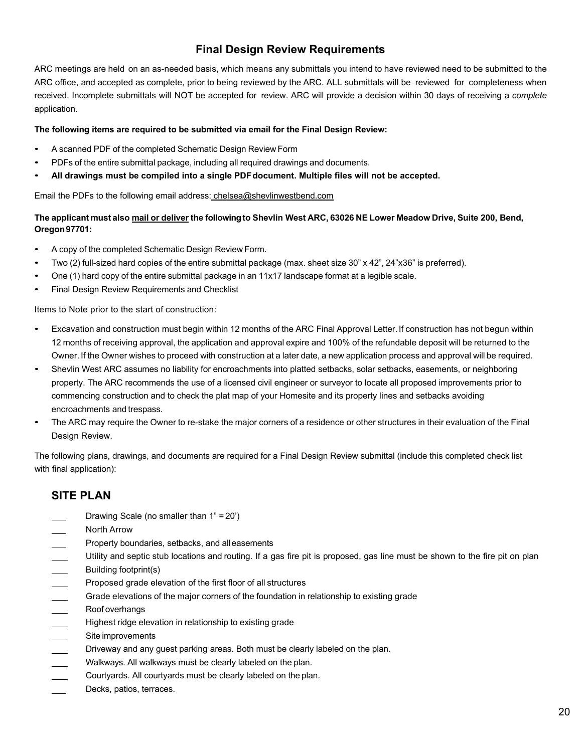# Final Design Review Requirements

ARC meetings are held on an as-needed basis, which means any submittals you intend to have reviewed need to be submitted to the ARC office, and accepted as complete, prior to being reviewed by the ARC. ALL submittals will be reviewed for completeness when received. Incomplete submittals will NOT be accepted for review. ARC will provide a decision within 30 days of receiving a *complete* application.

**The following items are required to be submitted via email for the Final Design Review:**

- A scanned PDF of the completed Schematic Design Review Form
- PDFs of the entire submittal package, including all required drawings and documents.
- **All drawings must be compiled into a single PDF document. Multiple files will not be accepted.**

Email the PDFs to the following email address: chelsea@shevlinwestbend.com

**The applicant must also mail or deliver the following to Shevlin West ARC, 63026 NE Lower Meadow Drive, Suite 200, Bend, Oregon 97701:**

- A copy of the completed Schematic Design Review Form.
- Two (2) full-sized hard copies of the entire submittal package (max. sheet size 30" x 42", 24"x36" is preferred).
- One (1) hard copy of the entire submittal package in an 11x17 landscape format at a legible scale.
- Final Design Review Requirements and Checklist

Items to Note prior to the start of construction:

- Excavation and construction must begin within 12 months of the ARC Final Approval Letter. If construction has not begun within 12 months of receiving approval, the application and approval expire and 100% of the refundable deposit will be returned to the Owner. If the Owner wishes to proceed with construction at a later date, a new application process and approval will be required.
- Shevlin West ARC assumes no liability for encroachments into platted setbacks, solar setbacks, easements, or neighboring property. The ARC recommends the use of a licensed civil engineer or surveyor to locate all proposed improvements prior to commencing construction and to check the plat map of your Homesite and its property lines and setbacks avoiding encroachments and trespass.
- The ARC may require the Owner to re-stake the major corners of a residence or other structures in their evaluation of the Final Design Review.

The following plans, drawings, and documents are required for a Final Design Review submittal (include this completed check list with final application):

## SITE PLAN

___ Drawing Scale (no smaller than 1" = 20')

___ North Arrow

___ Property boundaries, setbacks, and all easements

___ Utility and septic stub locations and routing. If a gas fire pit is proposed, gas line must be shown to the fire pit on plan

___ Building footprint(s)

___ Proposed grade elevation of the first floor of all structures

___ Grade elevations of the major corners of the foundation in relationship to existing grade

___ Roof overhangs

___ Highest ridge elevation in relationship to existing grade

___ Site improvements

___ Driveway and any guest parking areas. Both must be clearly labeled on the plan.

___ Walkways. All walkways must be clearly labeled on the plan.

___ Courtyards. All courtyards must be clearly labeled on the plan.

___ Decks, patios, terraces.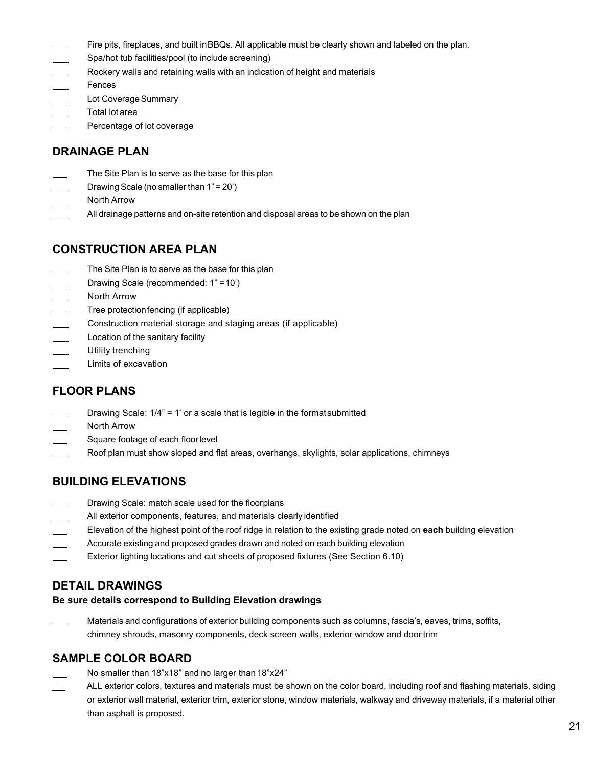- ___ Fire pits, fireplaces, and built in BBQs. All applicable must be clearly shown and labeled on the plan.
- ___ Spa/hot tub facilities/pool (to include screening)
- ___ Rockery walls and retaining walls with an indication of height and materials
- ___ Fences
- ___ Lot Coverage Summary
- ___ Total lot area
- ___ Percentage of lot coverage

## DRAINAGE PLAN

- ___ The Site Plan is to serve as the base for this plan
- ___ Drawing Scale (no smaller than 1" = 20')
- ___ North Arrow
- ___ All drainage patterns and on-site retention and disposal areas to be shown on the plan

## CONSTRUCTION AREA PLAN

- ___ The Site Plan is to serve as the base for this plan
- ___ Drawing Scale (recommended: 1" = 10')
- ___ North Arrow
- ___ Tree protection fencing (if applicable)
- ___ Construction material storage and staging areas (if applicable)
- ___ Location of the sanitary facility
- ___ Utility trenching
- ___ Limits of excavation

## FLOOR PLANS

- ___ Drawing Scale: 1/4" = 1' or a scale that is legible in the format submitted
- ___ North Arrow
- ___ Square footage of each floor level
- ___ Roof plan must show sloped and flat areas, overhangs, skylights, solar applications, chimneys

## BUILDING ELEVATIONS

- ___ Drawing Scale: match scale used for the floorplans
- ___ All exterior components, features, and materials clearly identified
- ___ Elevation of the highest point of the roof ridge in relation to the existing grade noted on **each** building elevation
- ___ Accurate existing and proposed grades drawn and noted on each building elevation
- ___ Exterior lighting locations and cut sheets of proposed fixtures (See Section 6.10)

## DETAIL DRAWINGS

**Be sure details correspond to Building Elevation drawings**

- ___ Materials and configurations of exterior building components such as columns, fascia's, eaves, trims, soffits, chimney shrouds, masonry components, deck screen walls, exterior window and door trim

## SAMPLE COLOR BOARD

- ___ No smaller than 18"x18" and no larger than 18"x24"
- ___ ALL exterior colors, textures and materials must be shown on the color board, including roof and flashing materials, siding or exterior wall material, exterior trim, exterior stone, window materials, walkway and driveway materials, if a material other than asphalt is proposed.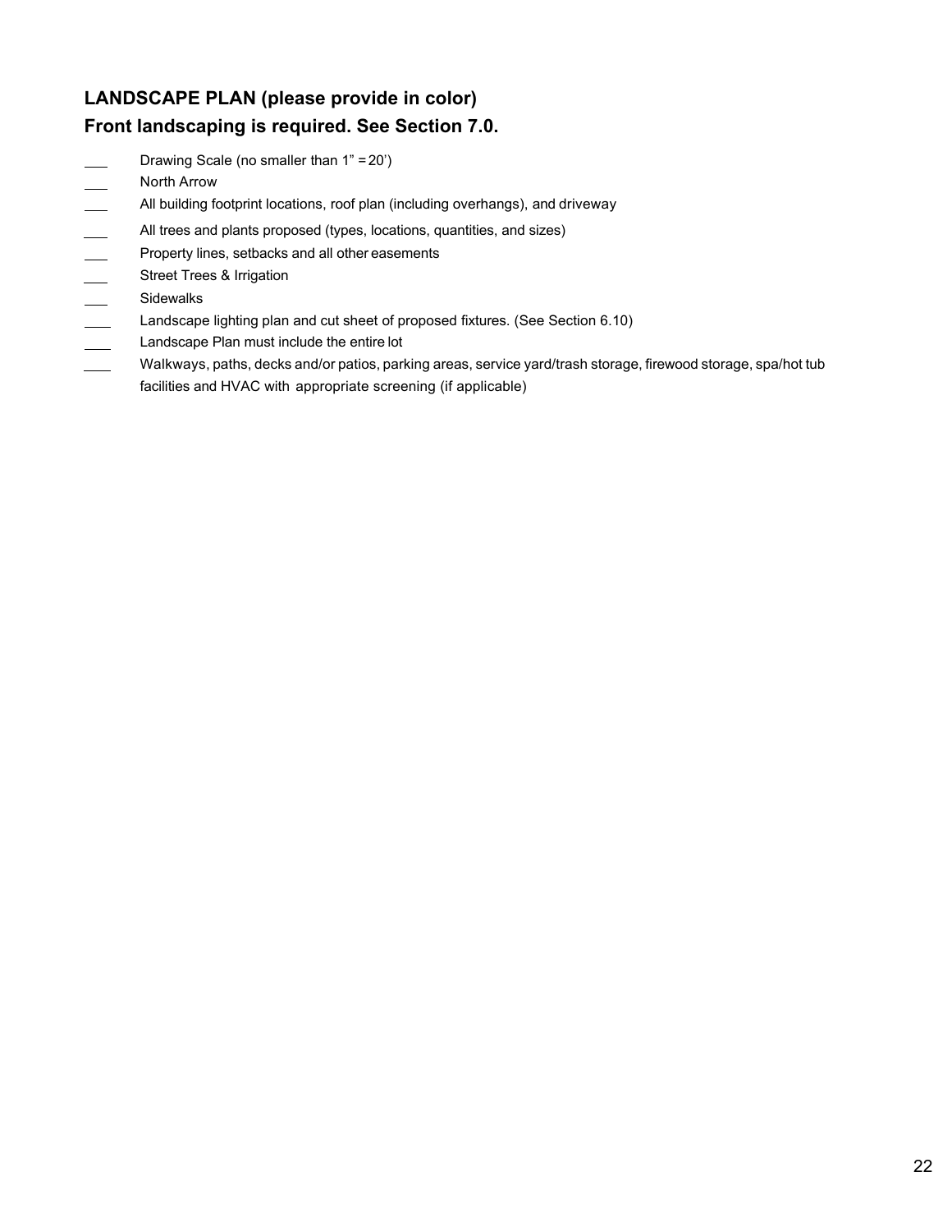**LANDSCAPE PLAN (please provide in color)**

**Front landscaping is required. See Section 7.0.**

- ___ Drawing Scale (no smaller than 1" = 20')
- ___ North Arrow
- ___ All building footprint locations, roof plan (including overhangs), and driveway
- ___ All trees and plants proposed (types, locations, quantities, and sizes)
- ___ Property lines, setbacks and all other easements
- ___ Street Trees & Irrigation
- ___ Sidewalks
- ___ Landscape lighting plan and cut sheet of proposed fixtures. (See Section 6.10)
- ___ Landscape Plan must include the entire lot
- ___ Walkways, paths, decks and/or patios, parking areas, service yard/trash storage, firewood storage, spa/hot tub facilities and HVAC with appropriate screening (if applicable)